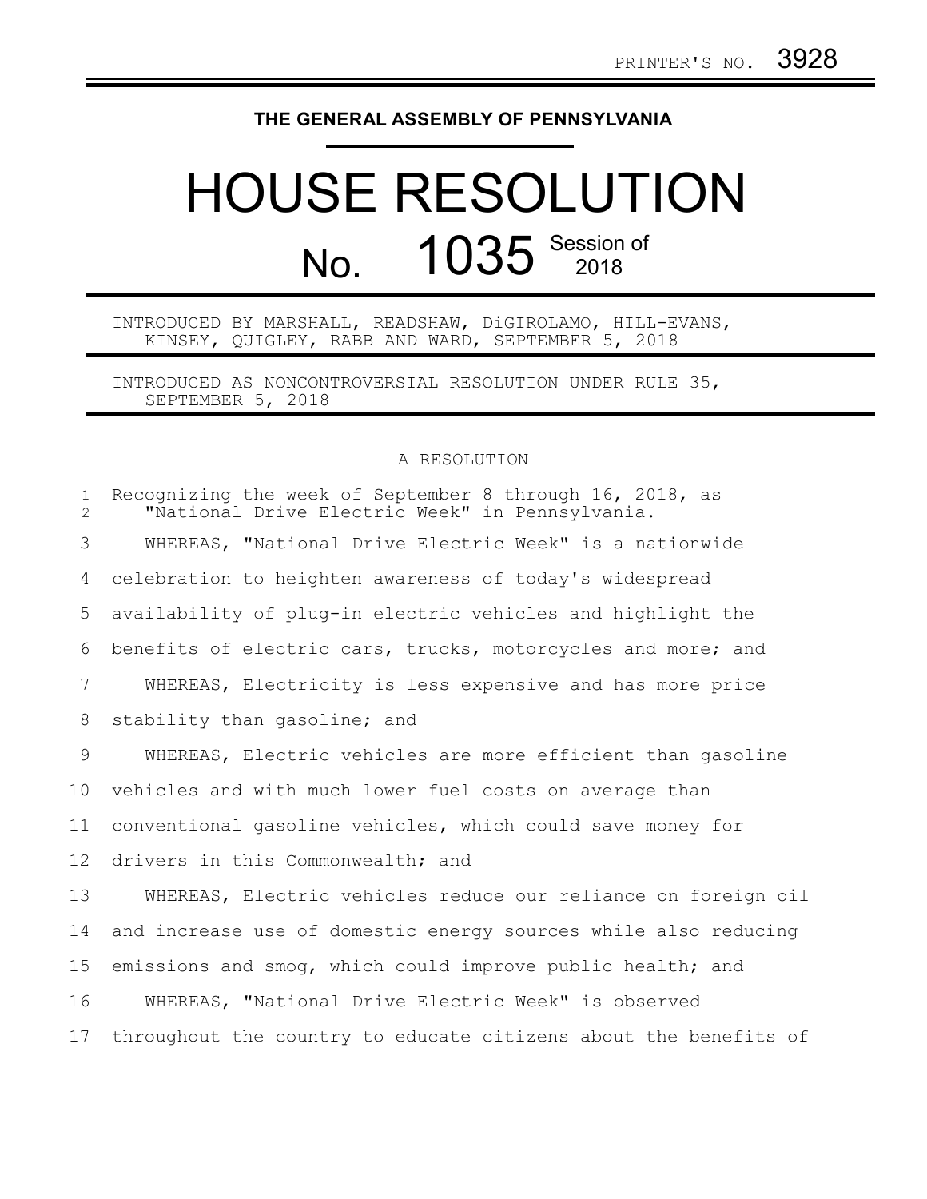PRINTER'S NO. 3928

**THE GENERAL ASSEMBLY OF PENNSYLVANIA**

# HOUSE RESOLUTION

## No. 1035 Session of 2018

INTRODUCED BY MARSHALL, READSHAW, DiGIROLAMO, HILL-EVANS, KINSEY, QUIGLEY, RABB AND WARD, SEPTEMBER 5, 2018

INTRODUCED AS NONCONTROVERSIAL RESOLUTION UNDER RULE 35, SEPTEMBER 5, 2018

A RESOLUTION

Recognizing the week of September 8 through 16, 2018, as "National Drive Electric Week" in Pennsylvania.

WHEREAS, "National Drive Electric Week" is a nationwide celebration to heighten awareness of today's widespread availability of plug-in electric vehicles and highlight the benefits of electric cars, trucks, motorcycles and more; and

WHEREAS, Electricity is less expensive and has more price stability than gasoline; and

WHEREAS, Electric vehicles are more efficient than gasoline vehicles and with much lower fuel costs on average than conventional gasoline vehicles, which could save money for drivers in this Commonwealth; and

WHEREAS, Electric vehicles reduce our reliance on foreign oil and increase use of domestic energy sources while also reducing emissions and smog, which could improve public health; and

WHEREAS, "National Drive Electric Week" is observed throughout the country to educate citizens about the benefits of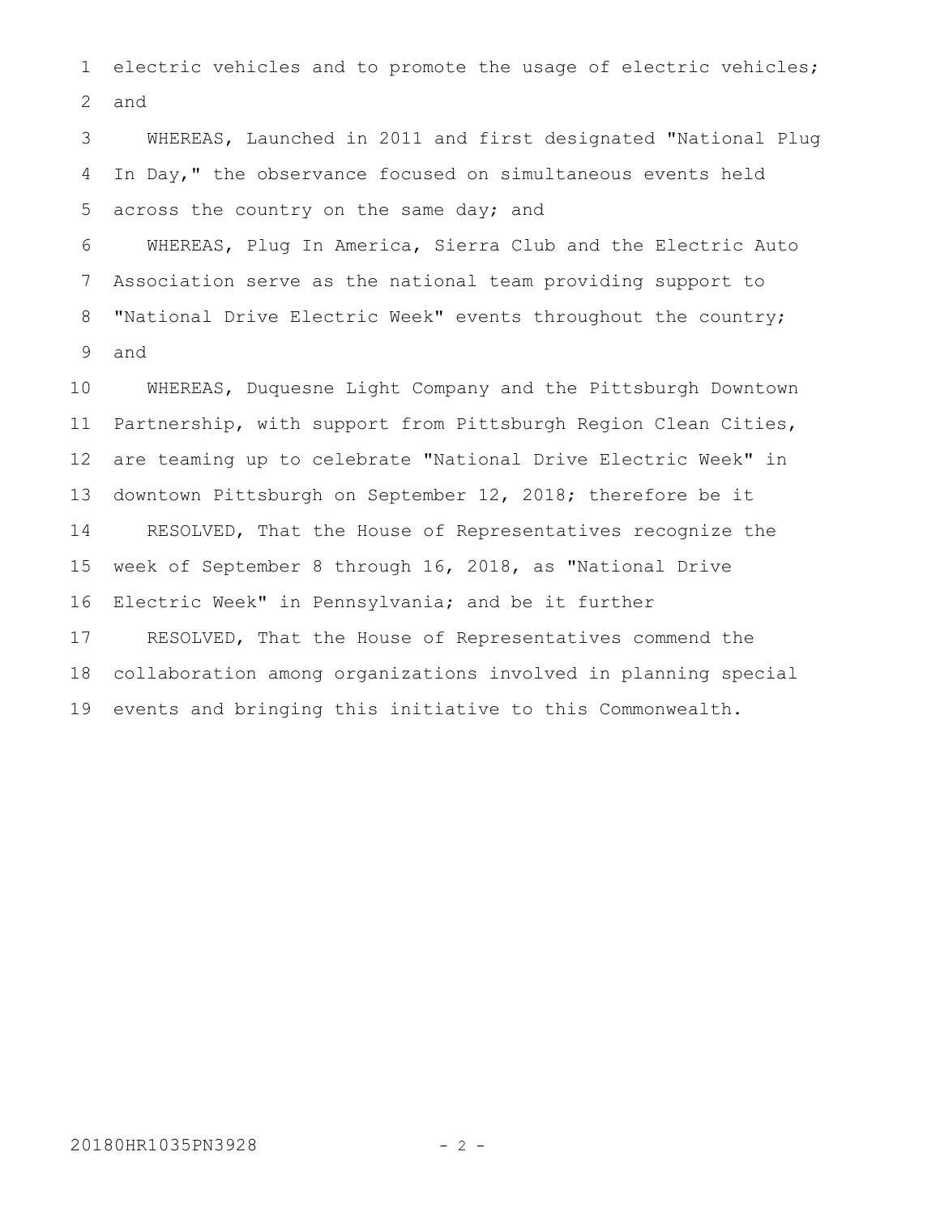electric vehicles and to promote the usage of electric vehicles; and

WHEREAS, Launched in 2011 and first designated "National Plug In Day," the observance focused on simultaneous events held across the country on the same day; and

WHEREAS, Plug In America, Sierra Club and the Electric Auto Association serve as the national team providing support to "National Drive Electric Week" events throughout the country; and

WHEREAS, Duquesne Light Company and the Pittsburgh Downtown Partnership, with support from Pittsburgh Region Clean Cities, are teaming up to celebrate "National Drive Electric Week" in downtown Pittsburgh on September 12, 2018; therefore be it

RESOLVED, That the House of Representatives recognize the week of September 8 through 16, 2018, as "National Drive Electric Week" in Pennsylvania; and be it further

RESOLVED, That the House of Representatives commend the collaboration among organizations involved in planning special events and bringing this initiative to this Commonwealth.